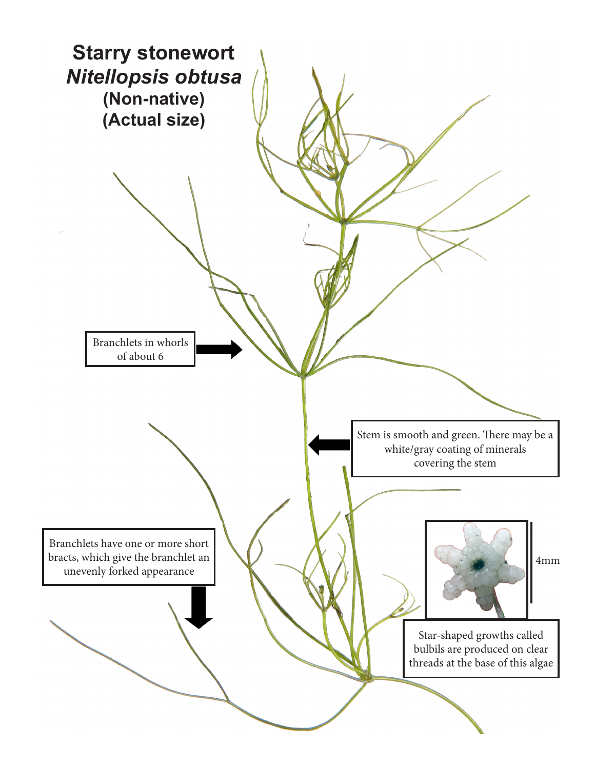# Starry stonewort

## *Nitellopsis obtusa*

**(Non-native)**

**(Actual size)**

Branchlets in whorls of about 6

Stem is smooth and green. There may be a white/gray coating of minerals covering the stem

Branchlets have one or more short bracts, which give the branchlet an unevenly forked appearance

4mm

Star-shaped growths called bulbils are produced on clear threads at the base of this algae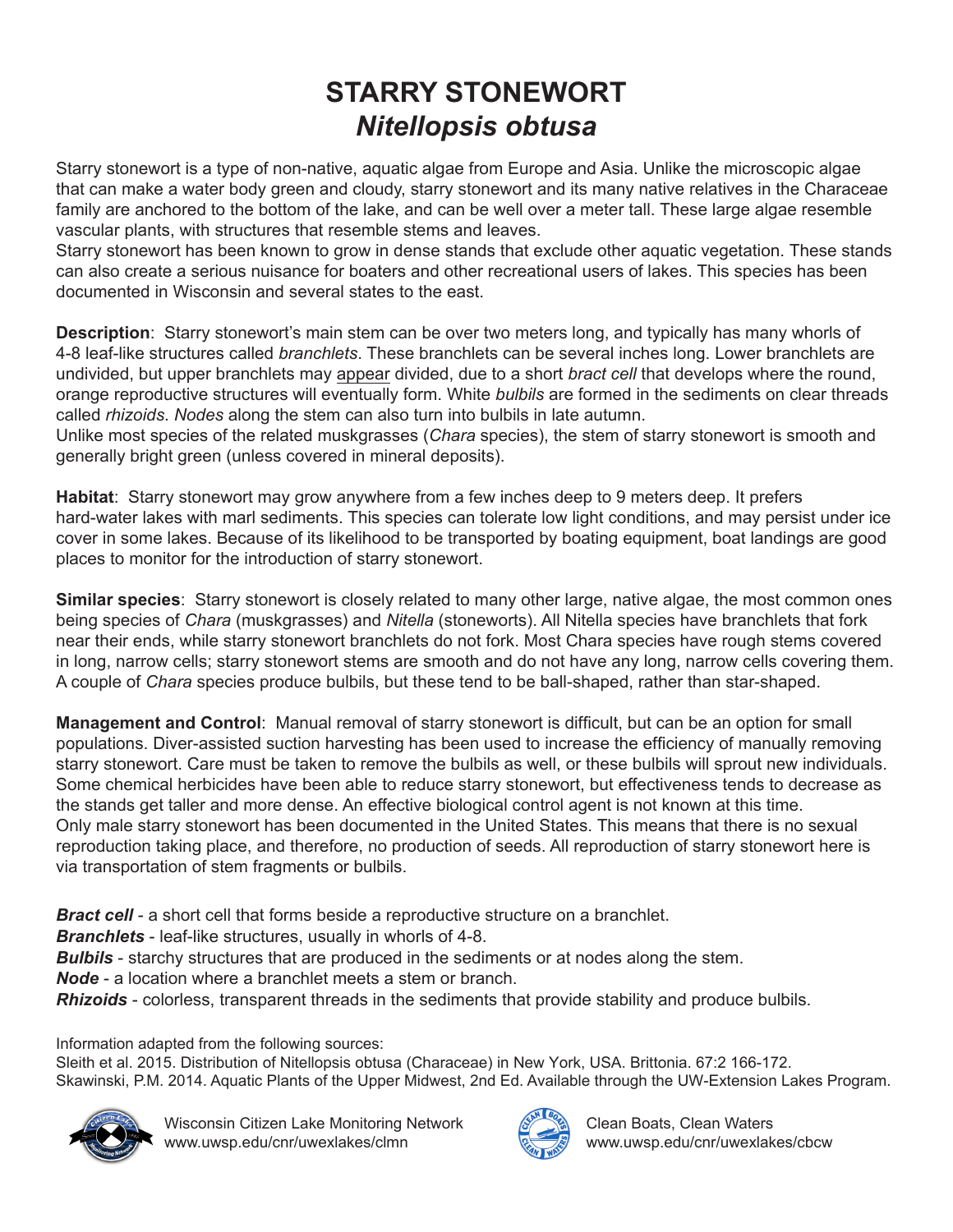# STARRY STONEWORT
## *Nitellopsis obtusa*

Starry stonewort is a type of non-native, aquatic algae from Europe and Asia. Unlike the microscopic algae that can make a water body green and cloudy, starry stonewort and its many native relatives in the Characeae family are anchored to the bottom of the lake, and can be well over a meter tall. These large algae resemble vascular plants, with structures that resemble stems and leaves.

Starry stonewort has been known to grow in dense stands that exclude other aquatic vegetation. These stands can also create a serious nuisance for boaters and other recreational users of lakes. This species has been documented in Wisconsin and several states to the east.

**Description**: Starry stonewort's main stem can be over two meters long, and typically has many whorls of 4-8 leaf-like structures called *branchlets*. These branchlets can be several inches long. Lower branchlets are undivided, but upper branchlets may appear divided, due to a short *bract cell* that develops where the round, orange reproductive structures will eventually form. White *bulbils* are formed in the sediments on clear threads called *rhizoids*. *Nodes* along the stem can also turn into bulbils in late autumn.

Unlike most species of the related muskgrasses (*Chara* species), the stem of starry stonewort is smooth and generally bright green (unless covered in mineral deposits).

**Habitat**: Starry stonewort may grow anywhere from a few inches deep to 9 meters deep. It prefers hard-water lakes with marl sediments. This species can tolerate low light conditions, and may persist under ice cover in some lakes. Because of its likelihood to be transported by boating equipment, boat landings are good places to monitor for the introduction of starry stonewort.

**Similar species**: Starry stonewort is closely related to many other large, native algae, the most common ones being species of *Chara* (muskgrasses) and *Nitella* (stoneworts). All Nitella species have branchlets that fork near their ends, while starry stonewort branchlets do not fork. Most Chara species have rough stems covered in long, narrow cells; starry stonewort stems are smooth and do not have any long, narrow cells covering them. A couple of *Chara* species produce bulbils, but these tend to be ball-shaped, rather than star-shaped.

**Management and Control**: Manual removal of starry stonewort is difficult, but can be an option for small populations. Diver-assisted suction harvesting has been used to increase the efficiency of manually removing starry stonewort. Care must be taken to remove the bulbils as well, or these bulbils will sprout new individuals. Some chemical herbicides have been able to reduce starry stonewort, but effectiveness tends to decrease as the stands get taller and more dense. An effective biological control agent is not known at this time.

Only male starry stonewort has been documented in the United States. This means that there is no sexual reproduction taking place, and therefore, no production of seeds. All reproduction of starry stonewort here is via transportation of stem fragments or bulbils.

***Bract cell*** - a short cell that forms beside a reproductive structure on a branchlet.
***Branchlets*** - leaf-like structures, usually in whorls of 4-8.
***Bulbils*** - starchy structures that are produced in the sediments or at nodes along the stem.
***Node*** - a location where a branchlet meets a stem or branch.
***Rhizoids*** - colorless, transparent threads in the sediments that provide stability and produce bulbils.

Information adapted from the following sources:
Sleith et al. 2015. Distribution of Nitellopsis obtusa (Characeae) in New York, USA. Brittonia. 67:2 166-172.
Skawinski, P.M. 2014. Aquatic Plants of the Upper Midwest, 2nd Ed. Available through the UW-Extension Lakes Program.

Wisconsin Citizen Lake Monitoring Network
www.uwsp.edu/cnr/uwexlakes/clmn

Clean Boats, Clean Waters
www.uwsp.edu/cnr/uwexlakes/cbcw